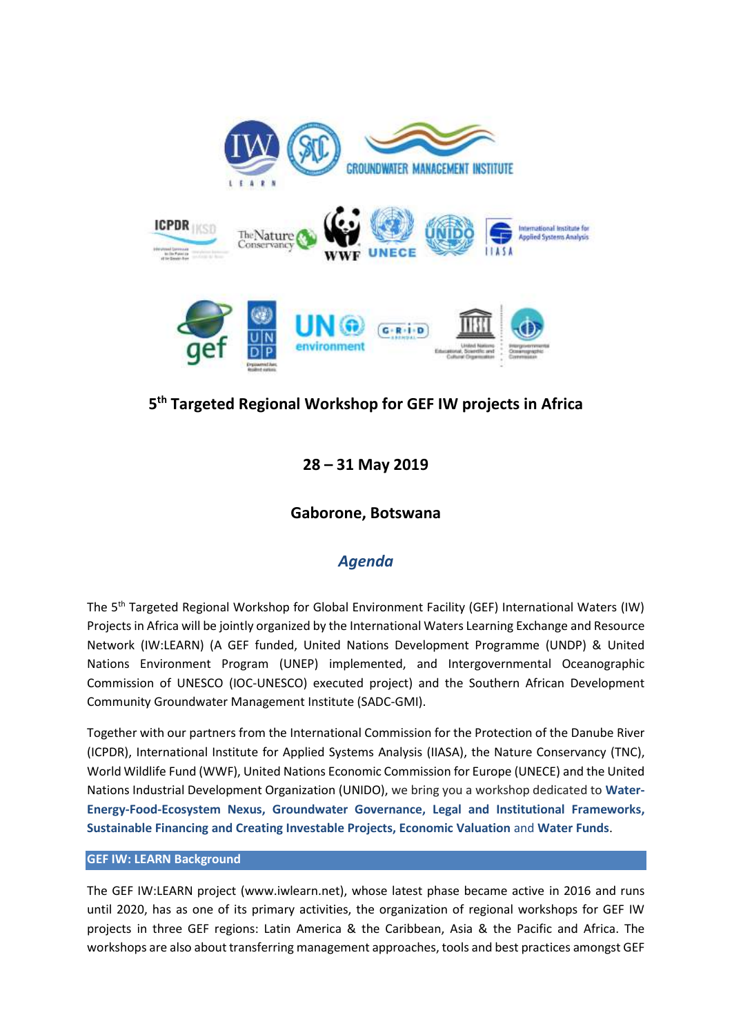# 5th Targeted Regional Workshop for GEF IW projects in Africa

## 28 – 31 May 2019

## Gaborone, Botswana

## *Agenda*

The 5th Targeted Regional Workshop for Global Environment Facility (GEF) International Waters (IW) Projects in Africa will be jointly organized by the International Waters Learning Exchange and Resource Network (IW:LEARN) (A GEF funded, United Nations Development Programme (UNDP) & United Nations Environment Program (UNEP) implemented, and Intergovernmental Oceanographic Commission of UNESCO (IOC-UNESCO) executed project) and the Southern African Development Community Groundwater Management Institute (SADC-GMI).

Together with our partners from the International Commission for the Protection of the Danube River (ICPDR), International Institute for Applied Systems Analysis (IIASA), the Nature Conservancy (TNC), World Wildlife Fund (WWF), United Nations Economic Commission for Europe (UNECE) and the United Nations Industrial Development Organization (UNIDO), we bring you a workshop dedicated to **Water-Energy-Food-Ecosystem Nexus, Groundwater Governance, Legal and Institutional Frameworks, Sustainable Financing and Creating Investable Projects, Economic Valuation** and **Water Funds**.

### GEF IW: LEARN Background

The GEF IW:LEARN project (www.iwlearn.net), whose latest phase became active in 2016 and runs until 2020, has as one of its primary activities, the organization of regional workshops for GEF IW projects in three GEF regions: Latin America & the Caribbean, Asia & the Pacific and Africa. The workshops are also about transferring management approaches, tools and best practices amongst GEF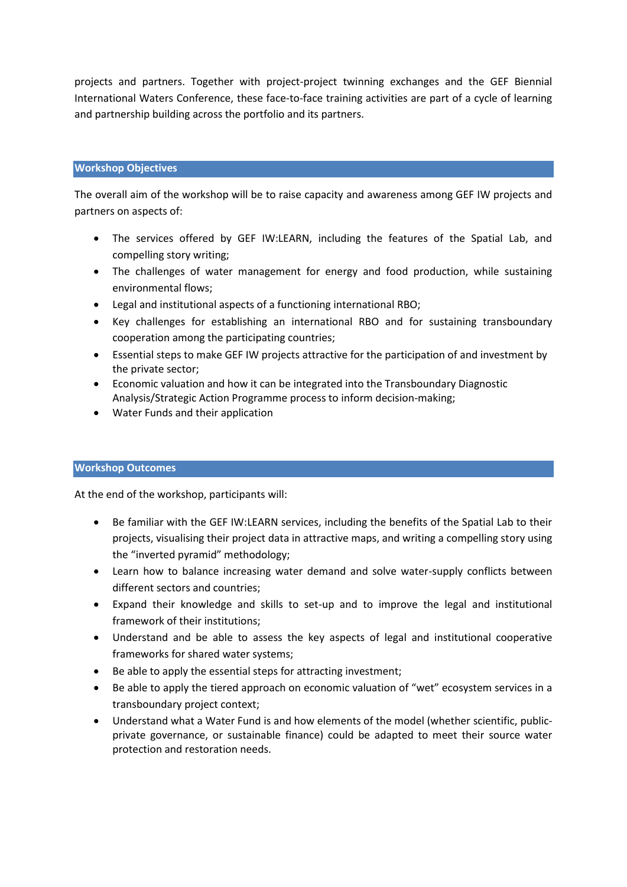projects and partners. Together with project-project twinning exchanges and the GEF Biennial International Waters Conference, these face-to-face training activities are part of a cycle of learning and partnership building across the portfolio and its partners.

## Workshop Objectives

The overall aim of the workshop will be to raise capacity and awareness among GEF IW projects and partners on aspects of:

- The services offered by GEF IW:LEARN, including the features of the Spatial Lab, and compelling story writing;
- The challenges of water management for energy and food production, while sustaining environmental flows;
- Legal and institutional aspects of a functioning international RBO;
- Key challenges for establishing an international RBO and for sustaining transboundary cooperation among the participating countries;
- Essential steps to make GEF IW projects attractive for the participation of and investment by the private sector;
- Economic valuation and how it can be integrated into the Transboundary Diagnostic Analysis/Strategic Action Programme process to inform decision-making;
- Water Funds and their application

## Workshop Outcomes

At the end of the workshop, participants will:

- Be familiar with the GEF IW:LEARN services, including the benefits of the Spatial Lab to their projects, visualising their project data in attractive maps, and writing a compelling story using the "inverted pyramid" methodology;
- Learn how to balance increasing water demand and solve water-supply conflicts between different sectors and countries;
- Expand their knowledge and skills to set-up and to improve the legal and institutional framework of their institutions;
- Understand and be able to assess the key aspects of legal and institutional cooperative frameworks for shared water systems;
- Be able to apply the essential steps for attracting investment;
- Be able to apply the tiered approach on economic valuation of "wet" ecosystem services in a transboundary project context;
- Understand what a Water Fund is and how elements of the model (whether scientific, public-private governance, or sustainable finance) could be adapted to meet their source water protection and restoration needs.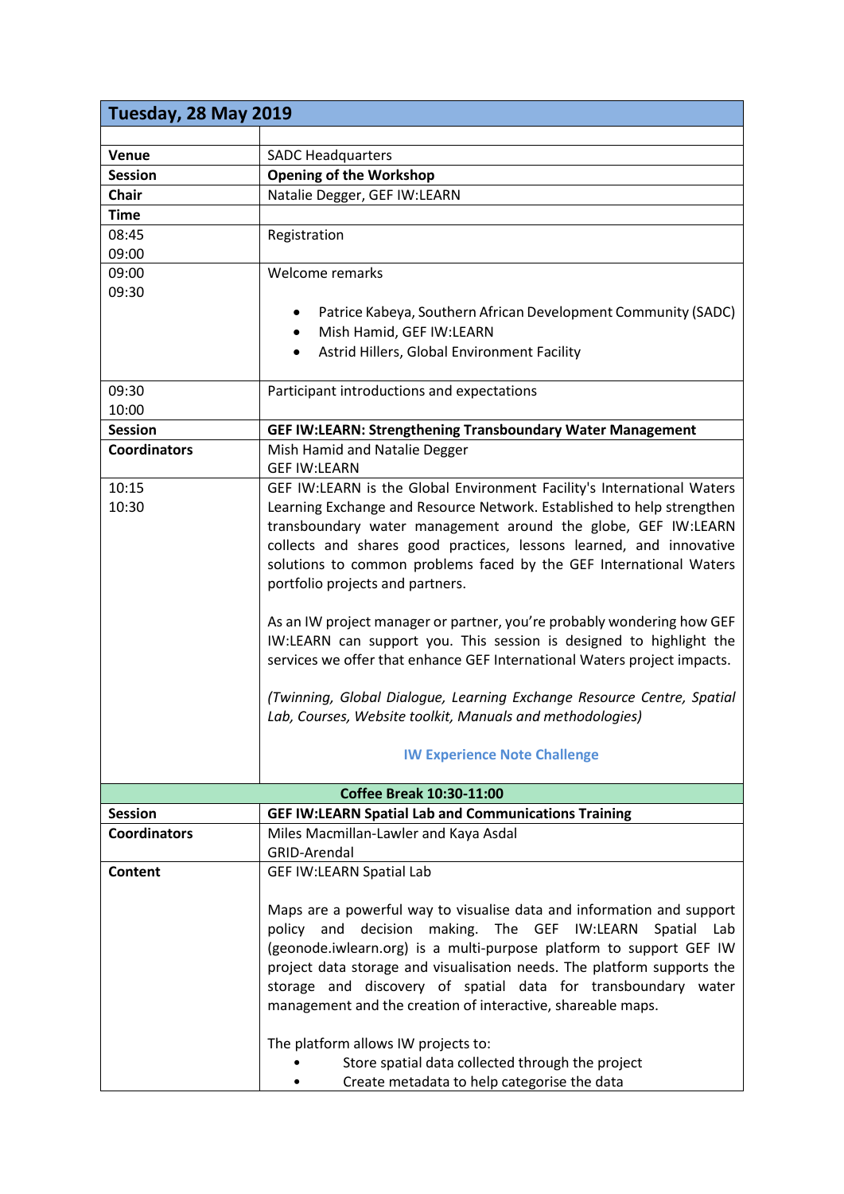| Tuesday, 28 May 2019 | |
|---|---|
| | |
| **Venue** | SADC Headquarters |
| **Session** | **Opening of the Workshop** |
| **Chair** | Natalie Degger, GEF IW:LEARN |
| **Time** | |
| 08:45<br>09:00 | Registration |
| 09:00<br>09:30 | Welcome remarks<br><br>• Patrice Kabeya, Southern African Development Community (SADC)<br>• Mish Hamid, GEF IW:LEARN<br>• Astrid Hillers, Global Environment Facility |
| 09:30<br>10:00 | Participant introductions and expectations |
| **Session** | **GEF IW:LEARN: Strengthening Transboundary Water Management** |
| **Coordinators** | Mish Hamid and Natalie Degger<br>GEF IW:LEARN |
| 10:15<br>10:30 | GEF IW:LEARN is the Global Environment Facility's International Waters Learning Exchange and Resource Network. Established to help strengthen transboundary water management around the globe, GEF IW:LEARN collects and shares good practices, lessons learned, and innovative solutions to common problems faced by the GEF International Waters portfolio projects and partners.<br><br>As an IW project manager or partner, you're probably wondering how GEF IW:LEARN can support you. This session is designed to highlight the services we offer that enhance GEF International Waters project impacts.<br><br>*(Twinning, Global Dialogue, Learning Exchange Resource Centre, Spatial Lab, Courses, Website toolkit, Manuals and methodologies)*<br><br>**IW Experience Note Challenge** |
| **Coffee Break 10:30-11:00** | |
| **Session** | **GEF IW:LEARN Spatial Lab and Communications Training** |
| **Coordinators** | Miles Macmillan-Lawler and Kaya Asdal<br>GRID-Arendal |
| **Content** | GEF IW:LEARN Spatial Lab<br><br>Maps are a powerful way to visualise data and information and support policy and decision making. The GEF IW:LEARN Spatial Lab (geonode.iwlearn.org) is a multi-purpose platform to support GEF IW project data storage and visualisation needs. The platform supports the storage and discovery of spatial data for transboundary water management and the creation of interactive, shareable maps.<br><br>The platform allows IW projects to:<br>• Store spatial data collected through the project<br>• Create metadata to help categorise the data |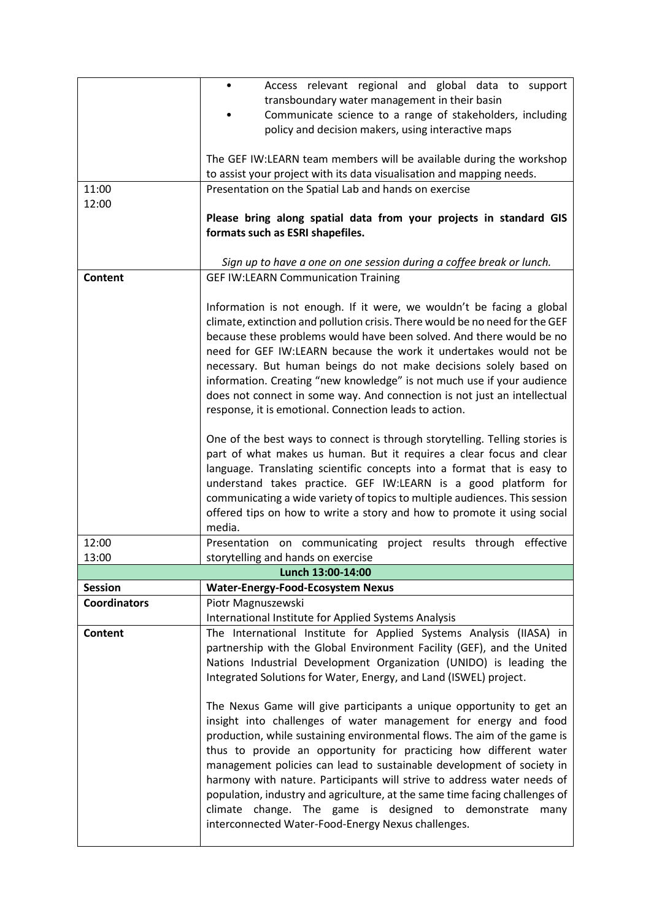| | |
|---|---|
| | • Access relevant regional and global data to support transboundary water management in their basin<br>• Communicate science to a range of stakeholders, including policy and decision makers, using interactive maps<br><br>The GEF IW:LEARN team members will be available during the workshop to assist your project with its data visualisation and mapping needs. |
| 11:00<br>12:00 | Presentation on the Spatial Lab and hands on exercise<br><br>**Please bring along spatial data from your projects in standard GIS formats such as ESRI shapefiles.**<br><br>*Sign up to have a one on one session during a coffee break or lunch.* |
| **Content** | GEF IW:LEARN Communication Training<br><br>Information is not enough. If it were, we wouldn't be facing a global climate, extinction and pollution crisis. There would be no need for the GEF because these problems would have been solved. And there would be no need for GEF IW:LEARN because the work it undertakes would not be necessary. But human beings do not make decisions solely based on information. Creating "new knowledge" is not much use if your audience does not connect in some way. And connection is not just an intellectual response, it is emotional. Connection leads to action.<br><br>One of the best ways to connect is through storytelling. Telling stories is part of what makes us human. But it requires a clear focus and clear language. Translating scientific concepts into a format that is easy to understand takes practice. GEF IW:LEARN is a good platform for communicating a wide variety of topics to multiple audiences. This session offered tips on how to write a story and how to promote it using social media. |
| 12:00<br>13:00 | Presentation on communicating project results through effective storytelling and hands on exercise |
| **Lunch 13:00-14:00** | |
| **Session** | **Water-Energy-Food-Ecosystem Nexus** |
| **Coordinators** | Piotr Magnuszewski<br>International Institute for Applied Systems Analysis |
| **Content** | The International Institute for Applied Systems Analysis (IIASA) in partnership with the Global Environment Facility (GEF), and the United Nations Industrial Development Organization (UNIDO) is leading the Integrated Solutions for Water, Energy, and Land (ISWEL) project.<br><br>The Nexus Game will give participants a unique opportunity to get an insight into challenges of water management for energy and food production, while sustaining environmental flows. The aim of the game is thus to provide an opportunity for practicing how different water management policies can lead to sustainable development of society in harmony with nature. Participants will strive to address water needs of population, industry and agriculture, at the same time facing challenges of climate change. The game is designed to demonstrate many interconnected Water-Food-Energy Nexus challenges. |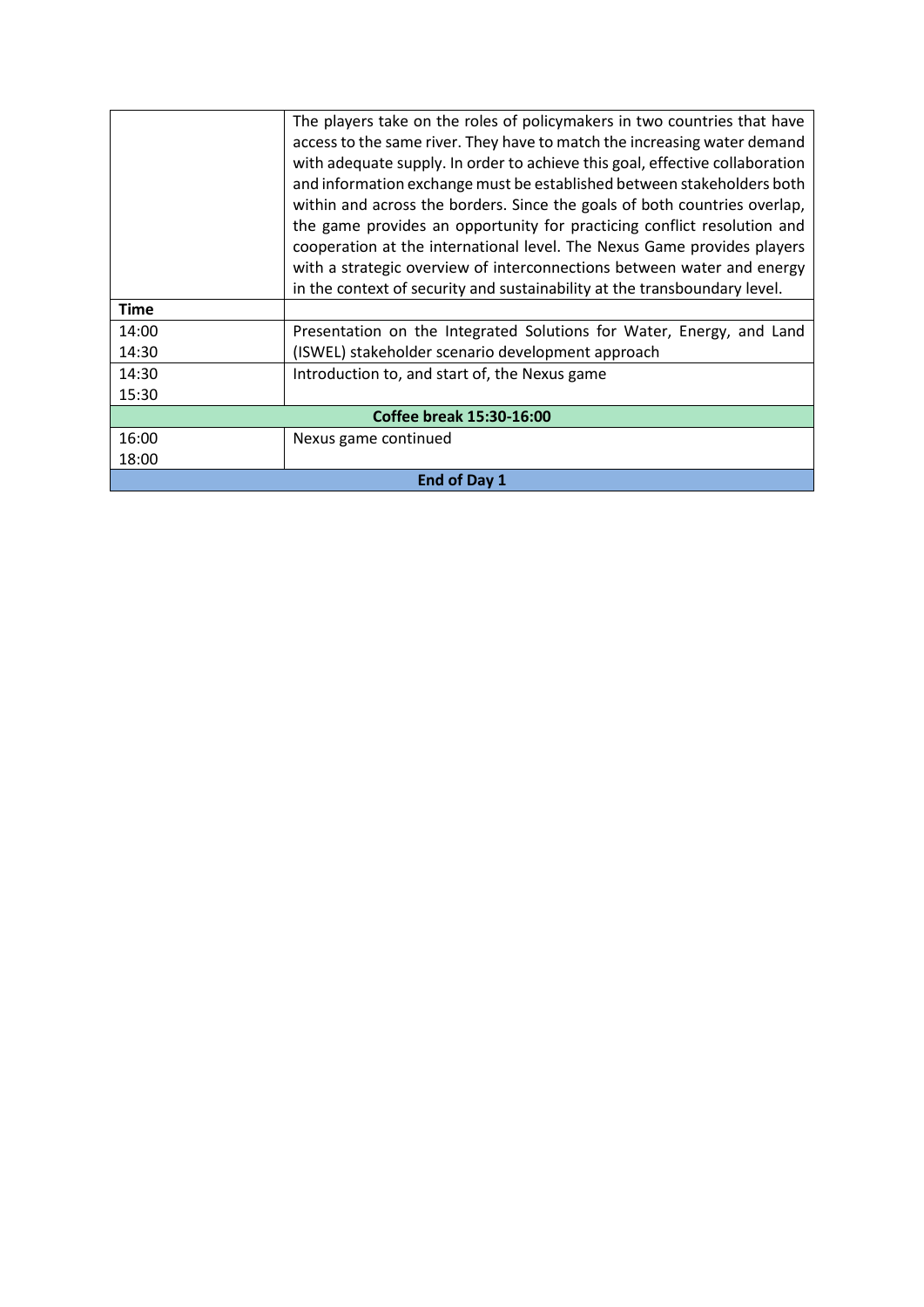| | The players take on the roles of policymakers in two countries that have access to the same river. They have to match the increasing water demand with adequate supply. In order to achieve this goal, effective collaboration and information exchange must be established between stakeholders both within and across the borders. Since the goals of both countries overlap, the game provides an opportunity for practicing conflict resolution and cooperation at the international level. The Nexus Game provides players with a strategic overview of interconnections between water and energy in the context of security and sustainability at the transboundary level. |
|---|---|
| **Time** | |
| 14:00<br>14:30 | Presentation on the Integrated Solutions for Water, Energy, and Land (ISWEL) stakeholder scenario development approach |
| 14:30<br>15:30 | Introduction to, and start of, the Nexus game |
| **Coffee break 15:30-16:00** | |
| 16:00<br>18:00 | Nexus game continued |
| **End of Day 1** | |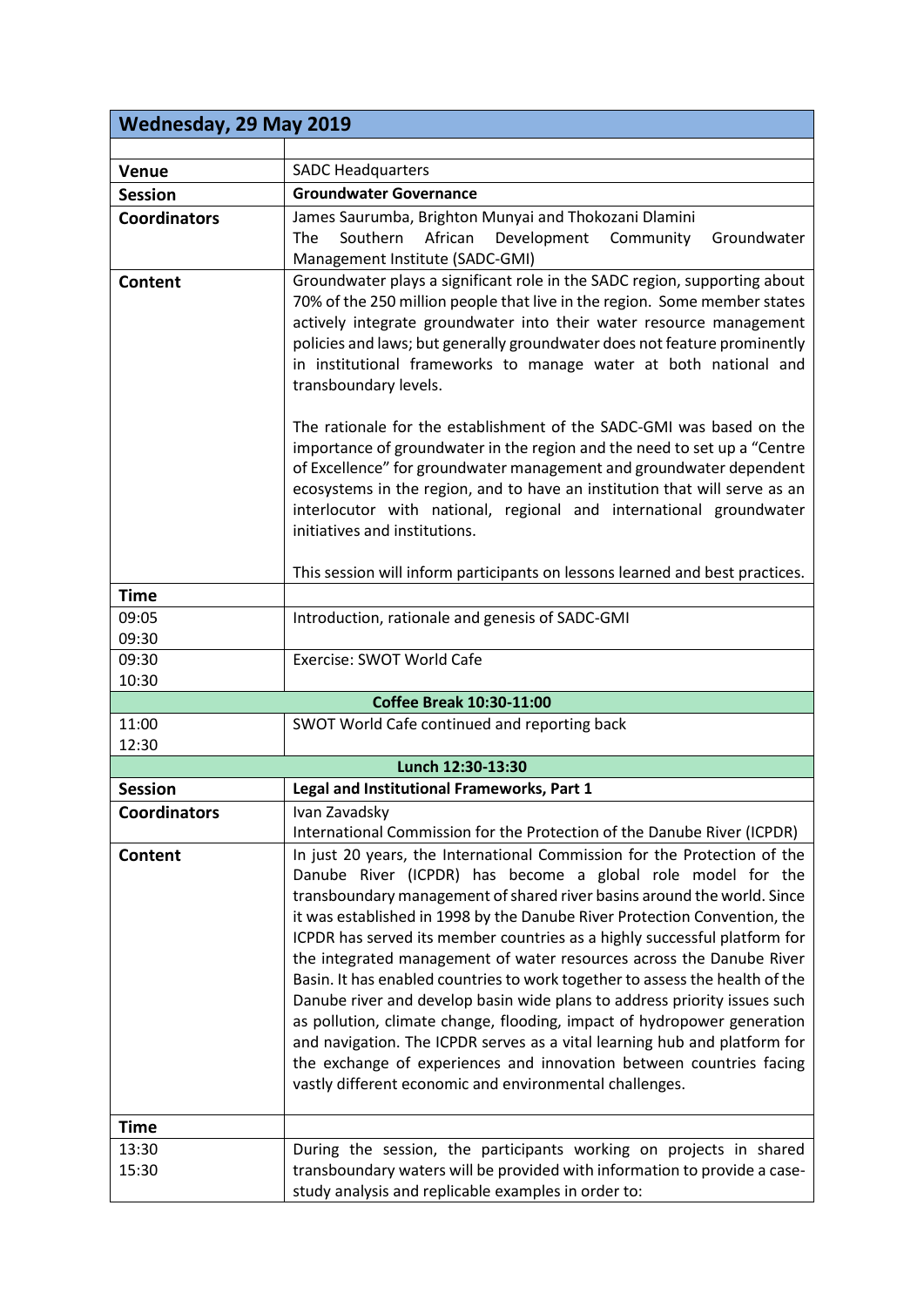| Wednesday, 29 May 2019 | |
|---|---|
| | |
| **Venue** | SADC Headquarters |
| **Session** | **Groundwater Governance** |
| **Coordinators** | James Saurumba, Brighton Munyai and Thokozani Dlamini<br>The Southern African Development Community Groundwater Management Institute (SADC-GMI) |
| **Content** | Groundwater plays a significant role in the SADC region, supporting about 70% of the 250 million people that live in the region. Some member states actively integrate groundwater into their water resource management policies and laws; but generally groundwater does not feature prominently in institutional frameworks to manage water at both national and transboundary levels.<br><br>The rationale for the establishment of the SADC-GMI was based on the importance of groundwater in the region and the need to set up a "Centre of Excellence" for groundwater management and groundwater dependent ecosystems in the region, and to have an institution that will serve as an interlocutor with national, regional and international groundwater initiatives and institutions.<br><br>This session will inform participants on lessons learned and best practices. |
| **Time** | |
| 09:05<br>09:30 | Introduction, rationale and genesis of SADC-GMI |
| 09:30<br>10:30 | Exercise: SWOT World Cafe |
| **Coffee Break 10:30-11:00** | |
| 11:00<br>12:30 | SWOT World Cafe continued and reporting back |
| **Lunch 12:30-13:30** | |
| **Session** | **Legal and Institutional Frameworks, Part 1** |
| **Coordinators** | Ivan Zavadsky<br>International Commission for the Protection of the Danube River (ICPDR) |
| **Content** | In just 20 years, the International Commission for the Protection of the Danube River (ICPDR) has become a global role model for the transboundary management of shared river basins around the world. Since it was established in 1998 by the Danube River Protection Convention, the ICPDR has served its member countries as a highly successful platform for the integrated management of water resources across the Danube River Basin. It has enabled countries to work together to assess the health of the Danube river and develop basin wide plans to address priority issues such as pollution, climate change, flooding, impact of hydropower generation and navigation. The ICPDR serves as a vital learning hub and platform for the exchange of experiences and innovation between countries facing vastly different economic and environmental challenges. |
| **Time** | |
| 13:30<br>15:30 | During the session, the participants working on projects in shared transboundary waters will be provided with information to provide a case-study analysis and replicable examples in order to: |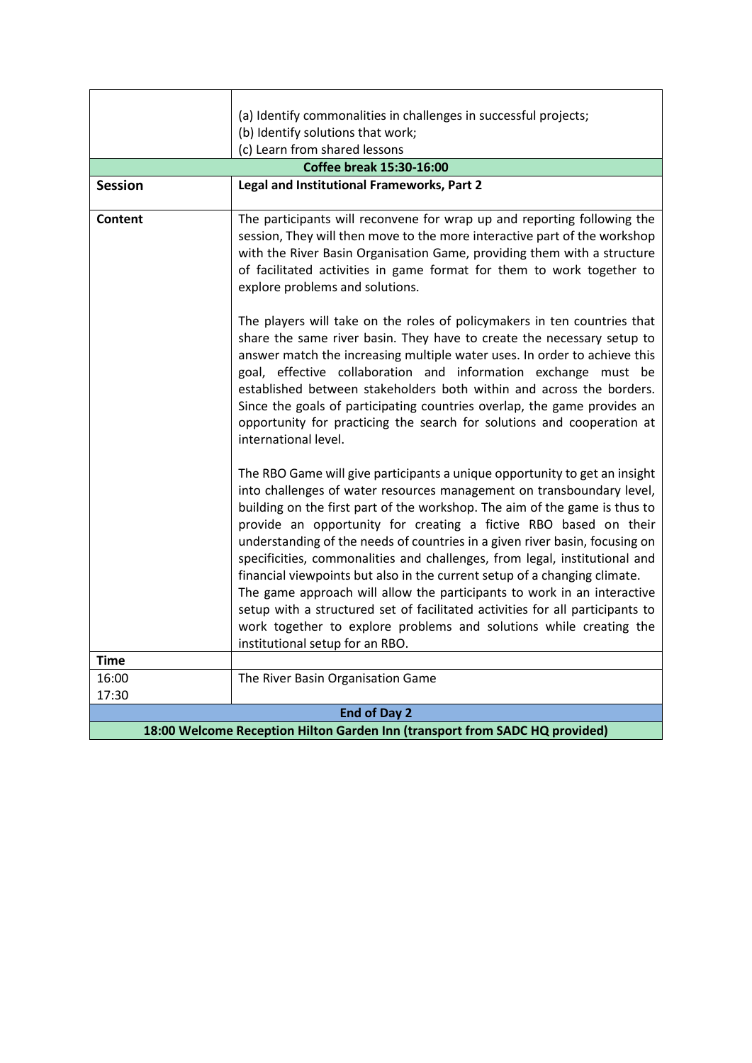| | |
|---|---|
| | (a) Identify commonalities in challenges in successful projects;<br>(b) Identify solutions that work;<br>(c) Learn from shared lessons |
| **Coffee break 15:30-16:00** | |
| **Session** | **Legal and Institutional Frameworks, Part 2** |
| **Content** | The participants will reconvene for wrap up and reporting following the session, They will then move to the more interactive part of the workshop with the River Basin Organisation Game, providing them with a structure of facilitated activities in game format for them to work together to explore problems and solutions.<br><br>The players will take on the roles of policymakers in ten countries that share the same river basin. They have to create the necessary setup to answer match the increasing multiple water uses. In order to achieve this goal, effective collaboration and information exchange must be established between stakeholders both within and across the borders. Since the goals of participating countries overlap, the game provides an opportunity for practicing the search for solutions and cooperation at international level.<br><br>The RBO Game will give participants a unique opportunity to get an insight into challenges of water resources management on transboundary level, building on the first part of the workshop. The aim of the game is thus to provide an opportunity for creating a fictive RBO based on their understanding of the needs of countries in a given river basin, focusing on specificities, commonalities and challenges, from legal, institutional and financial viewpoints but also in the current setup of a changing climate. The game approach will allow the participants to work in an interactive setup with a structured set of facilitated activities for all participants to work together to explore problems and solutions while creating the institutional setup for an RBO. |
| **Time** | |
| 16:00<br>17:30 | The River Basin Organisation Game |
| **End of Day 2** | |
| **18:00 Welcome Reception Hilton Garden Inn (transport from SADC HQ provided)** | |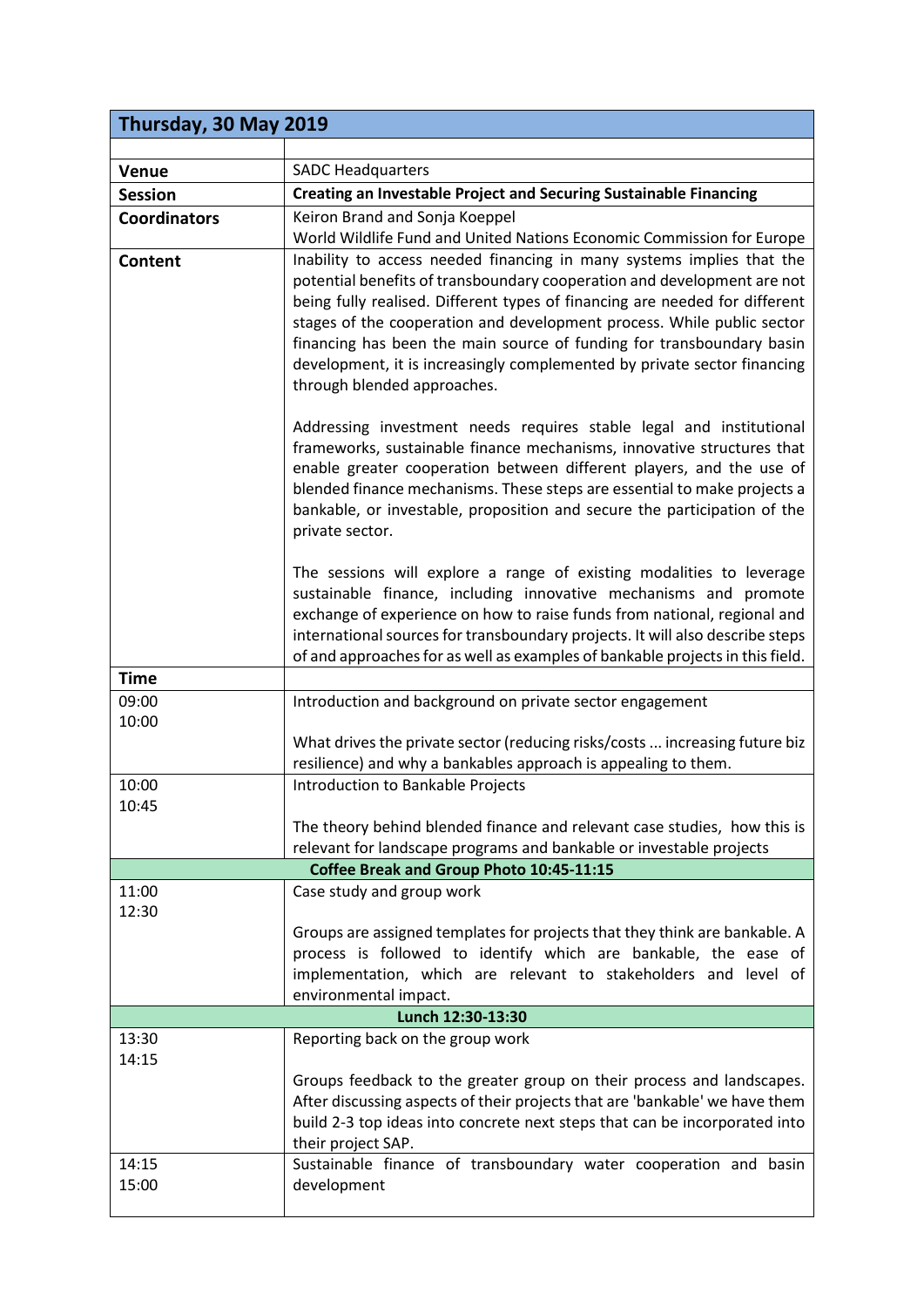| Thursday, 30 May 2019 | |
|---|---|
| | |
| **Venue** | SADC Headquarters |
| **Session** | **Creating an Investable Project and Securing Sustainable Financing** |
| **Coordinators** | Keiron Brand and Sonja Koeppel<br>World Wildlife Fund and United Nations Economic Commission for Europe |
| **Content** | Inability to access needed financing in many systems implies that the potential benefits of transboundary cooperation and development are not being fully realised. Different types of financing are needed for different stages of the cooperation and development process. While public sector financing has been the main source of funding for transboundary basin development, it is increasingly complemented by private sector financing through blended approaches.<br><br>Addressing investment needs requires stable legal and institutional frameworks, sustainable finance mechanisms, innovative structures that enable greater cooperation between different players, and the use of blended finance mechanisms. These steps are essential to make projects a bankable, or investable, proposition and secure the participation of the private sector.<br><br>The sessions will explore a range of existing modalities to leverage sustainable finance, including innovative mechanisms and promote exchange of experience on how to raise funds from national, regional and international sources for transboundary projects. It will also describe steps of and approaches for as well as examples of bankable projects in this field. |
| **Time** | |
| 09:00<br>10:00 | Introduction and background on private sector engagement<br><br>What drives the private sector (reducing risks/costs ... increasing future biz resilience) and why a bankables approach is appealing to them. |
| 10:00<br>10:45 | Introduction to Bankable Projects<br><br>The theory behind blended finance and relevant case studies, how this is relevant for landscape programs and bankable or investable projects |
| **Coffee Break and Group Photo 10:45-11:15** | |
| 11:00<br>12:30 | Case study and group work<br><br>Groups are assigned templates for projects that they think are bankable. A process is followed to identify which are bankable, the ease of implementation, which are relevant to stakeholders and level of environmental impact. |
| **Lunch 12:30-13:30** | |
| 13:30<br>14:15 | Reporting back on the group work<br><br>Groups feedback to the greater group on their process and landscapes. After discussing aspects of their projects that are 'bankable' we have them build 2-3 top ideas into concrete next steps that can be incorporated into their project SAP. |
| 14:15<br>15:00 | Sustainable finance of transboundary water cooperation and basin development |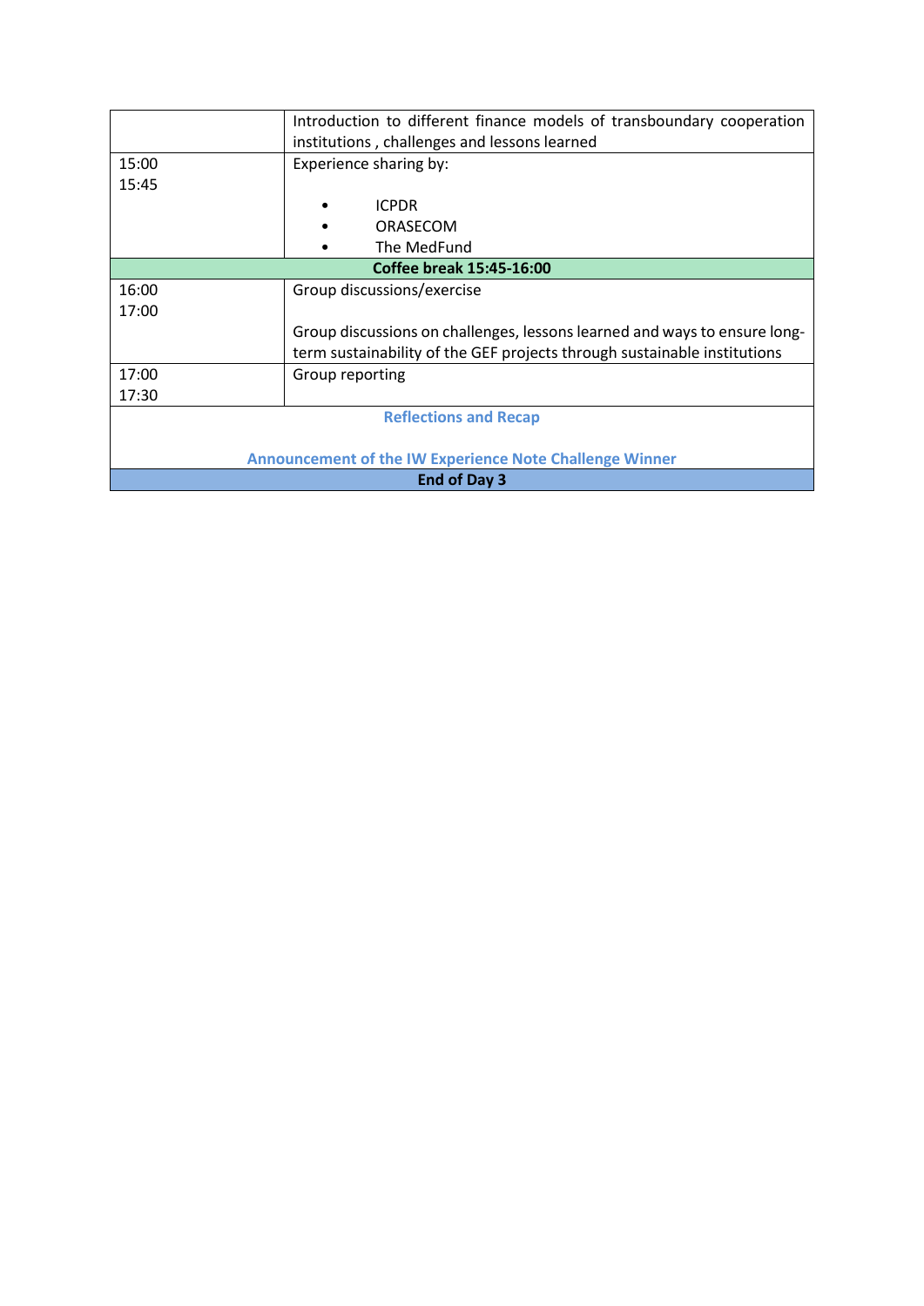| | |
|---|---|
| | Introduction to different finance models of transboundary cooperation institutions , challenges and lessons learned |
| 15:00<br>15:45 | Experience sharing by:<br>• ICPDR<br>• ORASECOM<br>• The MedFund |
| **Coffee break 15:45-16:00** | |
| 16:00<br>17:00 | Group discussions/exercise<br><br>Group discussions on challenges, lessons learned and ways to ensure long-term sustainability of the GEF projects through sustainable institutions |
| 17:00<br>17:30 | Group reporting |
| **Reflections and Recap**<br><br>**Announcement of the IW Experience Note Challenge Winner** | |
| **End of Day 3** | |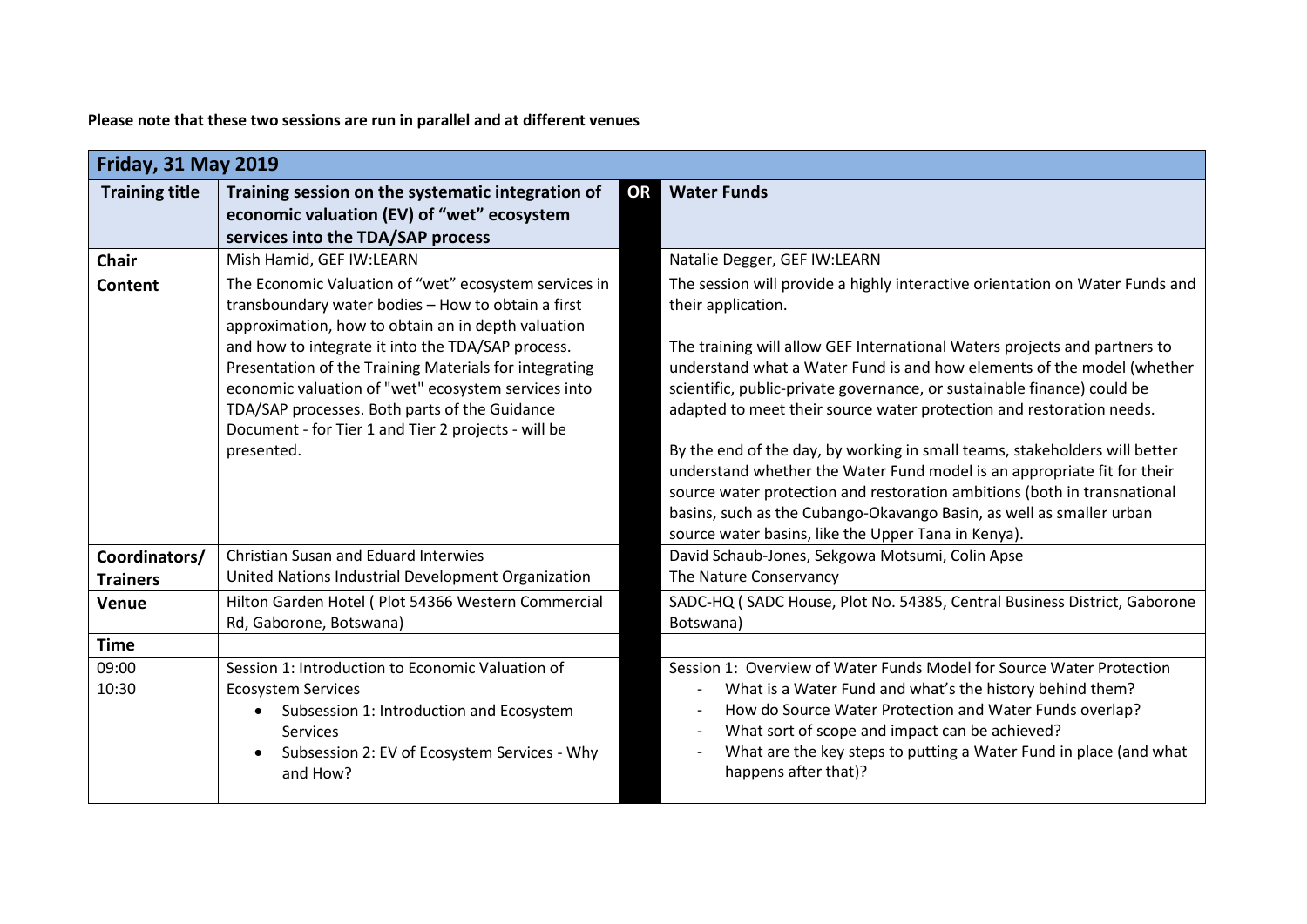**Please note that these two sessions are run in parallel and at different venues**

| **Friday, 31 May 2019** | | | |
|---|---|---|---|
| **Training title** | **Training session on the systematic integration of economic valuation (EV) of "wet" ecosystem services into the TDA/SAP process** | **OR** | **Water Funds** |
| **Chair** | Mish Hamid, GEF IW:LEARN | | Natalie Degger, GEF IW:LEARN |
| **Content** | The Economic Valuation of "wet" ecosystem services in transboundary water bodies – How to obtain a first approximation, how to obtain an in depth valuation and how to integrate it into the TDA/SAP process. Presentation of the Training Materials for integrating economic valuation of "wet" ecosystem services into TDA/SAP processes. Both parts of the Guidance Document - for Tier 1 and Tier 2 projects - will be presented. | | The session will provide a highly interactive orientation on Water Funds and their application.<br><br>The training will allow GEF International Waters projects and partners to understand what a Water Fund is and how elements of the model (whether scientific, public-private governance, or sustainable finance) could be adapted to meet their source water protection and restoration needs.<br><br>By the end of the day, by working in small teams, stakeholders will better understand whether the Water Fund model is an appropriate fit for their source water protection and restoration ambitions (both in transnational basins, such as the Cubango-Okavango Basin, as well as smaller urban source water basins, like the Upper Tana in Kenya). |
| **Coordinators/ Trainers** | Christian Susan and Eduard Interwies<br>United Nations Industrial Development Organization | | David Schaub-Jones, Sekgowa Motsumi, Colin Apse<br>The Nature Conservancy |
| **Venue** | Hilton Garden Hotel ( Plot 54366 Western Commercial Rd, Gaborone, Botswana) | | SADC-HQ ( SADC House, Plot No. 54385, Central Business District, Gaborone Botswana) |
| **Time** | | | |
| 09:00<br>10:30 | Session 1: Introduction to Economic Valuation of Ecosystem Services<br>• Subsession 1: Introduction and Ecosystem Services<br>• Subsession 2: EV of Ecosystem Services - Why and How? | | Session 1: Overview of Water Funds Model for Source Water Protection<br>- What is a Water Fund and what's the history behind them?<br>- How do Source Water Protection and Water Funds overlap?<br>- What sort of scope and impact can be achieved?<br>- What are the key steps to putting a Water Fund in place (and what happens after that)? |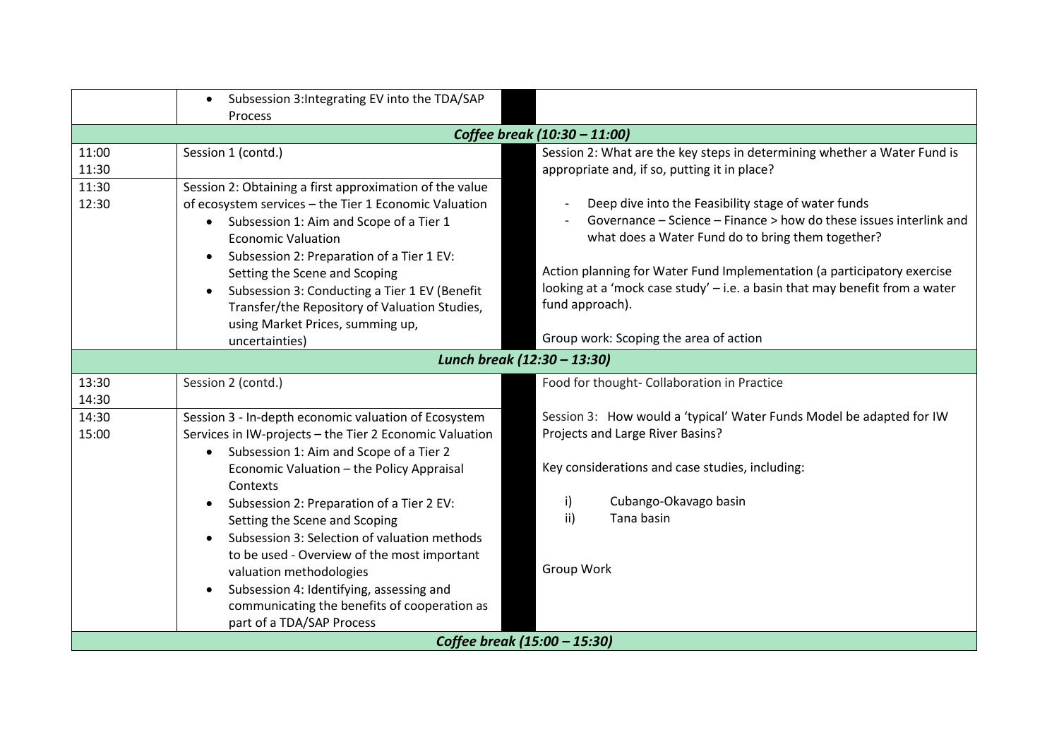| | | | |
|---|---|---|---|
| | • Subsession 3:Integrating EV into the TDA/SAP Process | | |
| ***Coffee break (10:30 – 11:00)*** | | | |
| 11:00<br>11:30 | Session 1 (contd.) | | Session 2: What are the key steps in determining whether a Water Fund is appropriate and, if so, putting it in place?<br><br>- Deep dive into the Feasibility stage of water funds<br>- Governance – Science – Finance > how do these issues interlink and what does a Water Fund do to bring them together?<br><br>Action planning for Water Fund Implementation (a participatory exercise looking at a 'mock case study' – i.e. a basin that may benefit from a water fund approach).<br><br>Group work: Scoping the area of action |
| 11:30<br>12:30 | Session 2: Obtaining a first approximation of the value of ecosystem services – the Tier 1 Economic Valuation<br>• Subsession 1: Aim and Scope of a Tier 1 Economic Valuation<br>• Subsession 2: Preparation of a Tier 1 EV: Setting the Scene and Scoping<br>• Subsession 3: Conducting a Tier 1 EV (Benefit Transfer/the Repository of Valuation Studies, using Market Prices, summing up, uncertainties) | | |
| ***Lunch break (12:30 – 13:30)*** | | | |
| 13:30<br>14:30 | Session 2 (contd.) | | Food for thought- Collaboration in Practice<br><br>Session 3: How would a 'typical' Water Funds Model be adapted for IW Projects and Large River Basins?<br><br>Key considerations and case studies, including:<br><br>i) Cubango-Okavago basin<br>ii) Tana basin<br><br>Group Work |
| 14:30<br>15:00 | Session 3 - In-depth economic valuation of Ecosystem Services in IW-projects – the Tier 2 Economic Valuation<br>• Subsession 1: Aim and Scope of a Tier 2 Economic Valuation – the Policy Appraisal Contexts<br>• Subsession 2: Preparation of a Tier 2 EV: Setting the Scene and Scoping<br>• Subsession 3: Selection of valuation methods to be used - Overview of the most important valuation methodologies<br>• Subsession 4: Identifying, assessing and communicating the benefits of cooperation as part of a TDA/SAP Process | | |
| ***Coffee break (15:00 – 15:30)*** | | | |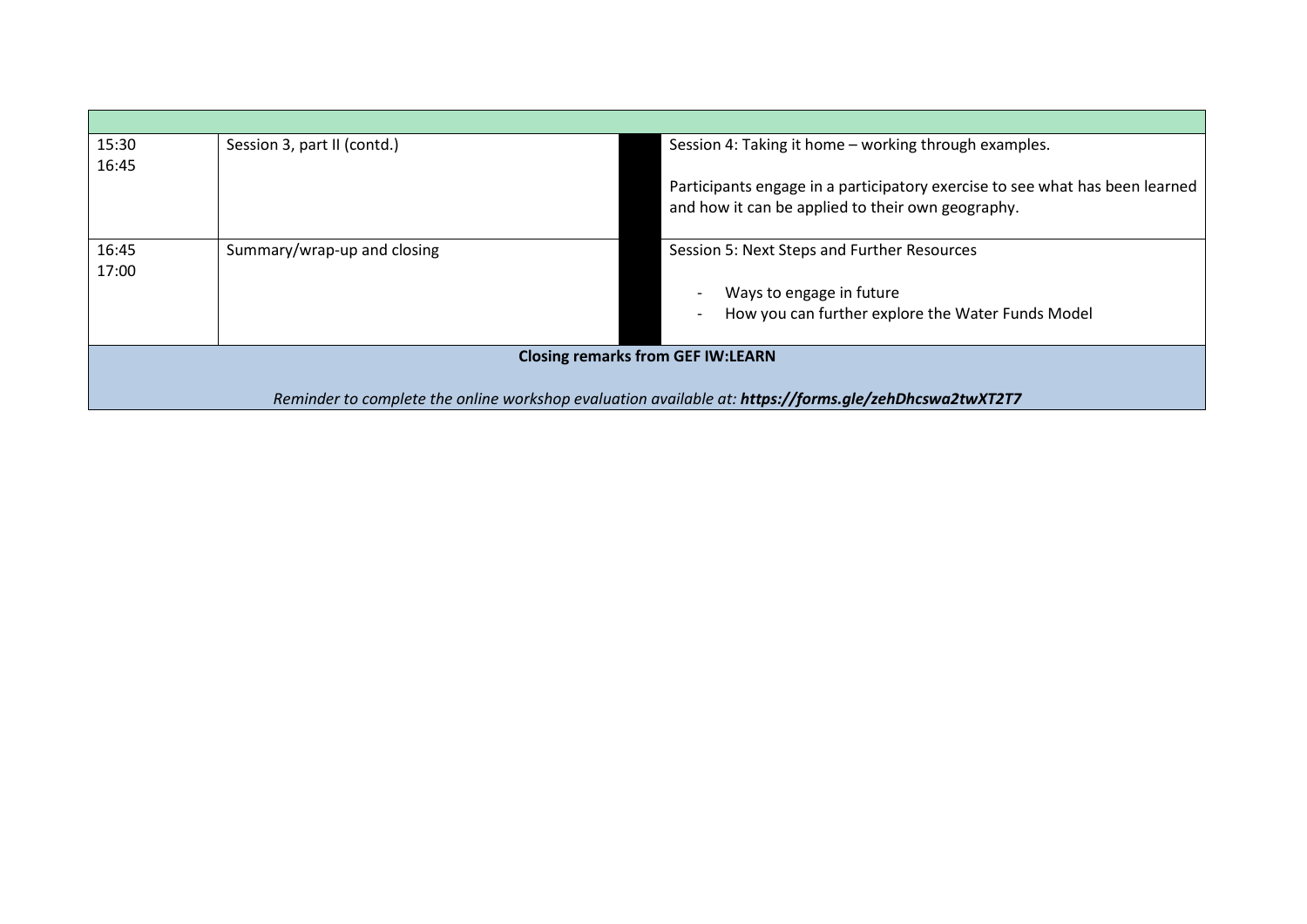| | | | |
|---|---|---|---|
| | | | |
| 15:30<br>16:45 | Session 3, part II (contd.) | | Session 4: Taking it home – working through examples.<br><br>Participants engage in a participatory exercise to see what has been learned and how it can be applied to their own geography. |
| 16:45<br>17:00 | Summary/wrap-up and closing | | Session 5: Next Steps and Further Resources<br><br>- Ways to engage in future<br>- How you can further explore the Water Funds Model |

**Closing remarks from GEF IW:LEARN**

*Reminder to complete the online workshop evaluation available at:* ***https://forms.gle/zehDhcswa2twXT2T7***